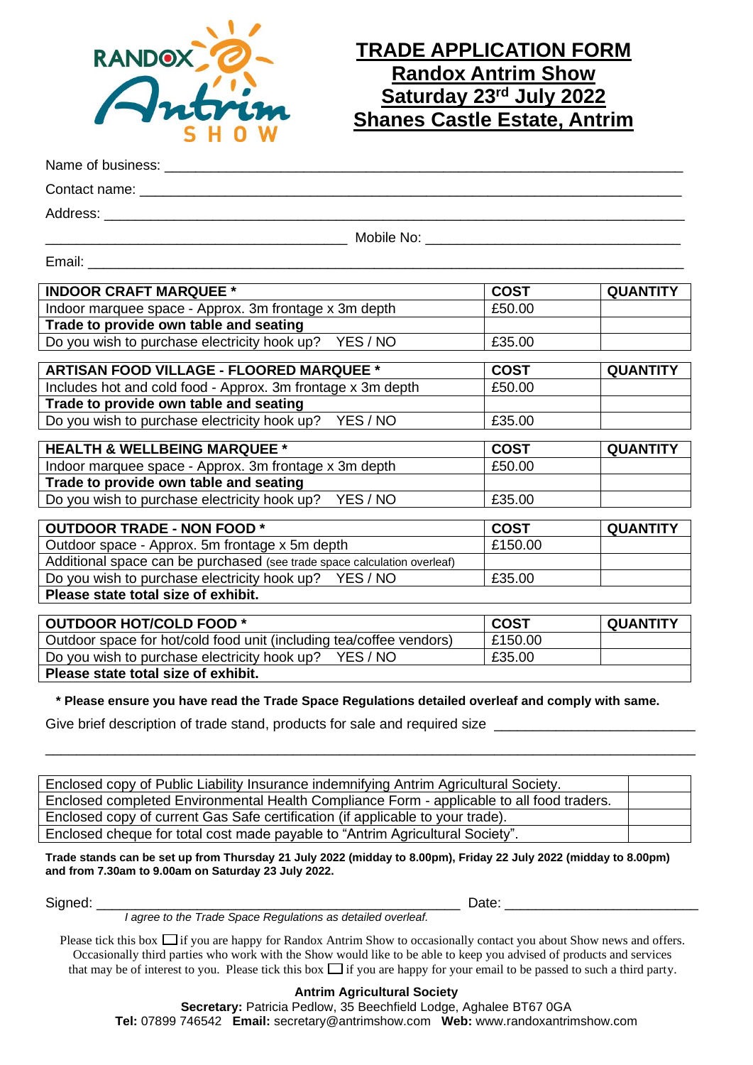# TRADE APPLICATION FORM

## Randox Antrim Show

## Saturday 23rd July 2022

## Shanes Castle Estate, Antrim

Name of business: ___________________________________________________________________

Contact name: ______________________________________________________________________

Address: ___________________________________________________________________________

_____________________________________ Mobile No: _________________________________

Email: _____________________________________________________________________________

| INDOOR CRAFT MARQUEE * | COST | QUANTITY |
|---|---|---|
| Indoor marquee space - Approx. 3m frontage x 3m depth | £50.00 | |
| **Trade to provide own table and seating** | | |
| Do you wish to purchase electricity hook up? YES / NO | £35.00 | |

| ARTISAN FOOD VILLAGE - FLOORED MARQUEE * | COST | QUANTITY |
|---|---|---|
| Includes hot and cold food - Approx. 3m frontage x 3m depth | £50.00 | |
| **Trade to provide own table and seating** | | |
| Do you wish to purchase electricity hook up? YES / NO | £35.00 | |

| HEALTH & WELLBEING MARQUEE * | COST | QUANTITY |
|---|---|---|
| Indoor marquee space - Approx. 3m frontage x 3m depth | £50.00 | |
| **Trade to provide own table and seating** | | |
| Do you wish to purchase electricity hook up? YES / NO | £35.00 | |

| OUTDOOR TRADE - NON FOOD * | COST | QUANTITY |
|---|---|---|
| Outdoor space - Approx. 5m frontage x 5m depth | £150.00 | |
| Additional space can be purchased (see trade space calculation overleaf) | | |
| Do you wish to purchase electricity hook up? YES / NO | £35.00 | |
| **Please state total size of exhibit.** | | |

| OUTDOOR HOT/COLD FOOD * | COST | QUANTITY |
|---|---|---|
| Outdoor space for hot/cold food unit (including tea/coffee vendors) | £150.00 | |
| Do you wish to purchase electricity hook up? YES / NO | £35.00 | |
| **Please state total size of exhibit.** | | |

**\* Please ensure you have read the Trade Space Regulations detailed overleaf and comply with same.**

Give brief description of trade stand, products for sale and required size ___________________________

_____________________________________________________________________________________

| | |
|---|---|
| Enclosed copy of Public Liability Insurance indemnifying Antrim Agricultural Society. | |
| Enclosed completed Environmental Health Compliance Form - applicable to all food traders. | |
| Enclosed copy of current Gas Safe certification (if applicable to your trade). | |
| Enclosed cheque for total cost made payable to "Antrim Agricultural Society". | |

**Trade stands can be set up from Thursday 21 July 2022 (midday to 8.00pm), Friday 22 July 2022 (midday to 8.00pm) and from 7.30am to 9.00am on Saturday 23 July 2022.**

Signed: ____________________________________________ Date: ________________________

*I agree to the Trade Space Regulations as detailed overleaf.*

Please tick this box ☐ if you are happy for Randox Antrim Show to occasionally contact you about Show news and offers. Occasionally third parties who work with the Show would like to be able to keep you advised of products and services that may be of interest to you. Please tick this box ☐ if you are happy for your email to be passed to such a third party.

**Antrim Agricultural Society**
**Secretary:** Patricia Pedlow, 35 Beechfield Lodge, Aghalee BT67 0GA
**Tel:** 07899 746542 **Email:** secretary@antrimshow.com **Web:** www.randoxantrimshow.com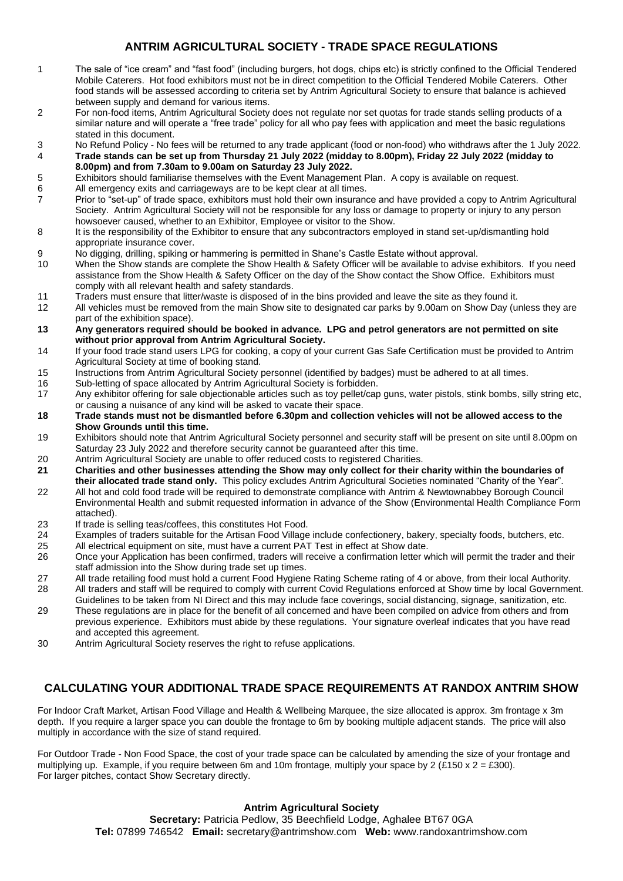## ANTRIM AGRICULTURAL SOCIETY - TRADE SPACE REGULATIONS

1. The sale of "ice cream" and "fast food" (including burgers, hot dogs, chips etc) is strictly confined to the Official Tendered Mobile Caterers. Hot food exhibitors must not be in direct competition to the Official Tendered Mobile Caterers. Other food stands will be assessed according to criteria set by Antrim Agricultural Society to ensure that balance is achieved between supply and demand for various items.
2. For non-food items, Antrim Agricultural Society does not regulate nor set quotas for trade stands selling products of a similar nature and will operate a "free trade" policy for all who pay fees with application and meet the basic regulations stated in this document.
3. No Refund Policy - No fees will be returned to any trade applicant (food or non-food) who withdraws after the 1 July 2022.
4. **Trade stands can be set up from Thursday 21 July 2022 (midday to 8.00pm), Friday 22 July 2022 (midday to 8.00pm) and from 7.30am to 9.00am on Saturday 23 July 2022.**
5. Exhibitors should familiarise themselves with the Event Management Plan. A copy is available on request.
6. All emergency exits and carriageways are to be kept clear at all times.
7. Prior to "set-up" of trade space, exhibitors must hold their own insurance and have provided a copy to Antrim Agricultural Society. Antrim Agricultural Society will not be responsible for any loss or damage to property or injury to any person howsoever caused, whether to an Exhibitor, Employee or visitor to the Show.
8. It is the responsibility of the Exhibitor to ensure that any subcontractors employed in stand set-up/dismantling hold appropriate insurance cover.
9. No digging, drilling, spiking or hammering is permitted in Shane's Castle Estate without approval.
10. When the Show stands are complete the Show Health & Safety Officer will be available to advise exhibitors. If you need assistance from the Show Health & Safety Officer on the day of the Show contact the Show Office. Exhibitors must comply with all relevant health and safety standards.
11. Traders must ensure that litter/waste is disposed of in the bins provided and leave the site as they found it.
12. All vehicles must be removed from the main Show site to designated car parks by 9.00am on Show Day (unless they are part of the exhibition space).
13. **Any generators required should be booked in advance. LPG and petrol generators are not permitted on site without prior approval from Antrim Agricultural Society.**
14. If your food trade stand users LPG for cooking, a copy of your current Gas Safe Certification must be provided to Antrim Agricultural Society at time of booking stand.
15. Instructions from Antrim Agricultural Society personnel (identified by badges) must be adhered to at all times.
16. Sub-letting of space allocated by Antrim Agricultural Society is forbidden.
17. Any exhibitor offering for sale objectionable articles such as toy pellet/cap guns, water pistols, stink bombs, silly string etc, or causing a nuisance of any kind will be asked to vacate their space.
18. **Trade stands must not be dismantled before 6.30pm and collection vehicles will not be allowed access to the Show Grounds until this time.**
19. Exhibitors should note that Antrim Agricultural Society personnel and security staff will be present on site until 8.00pm on Saturday 23 July 2022 and therefore security cannot be guaranteed after this time.
20. Antrim Agricultural Society are unable to offer reduced costs to registered Charities.
21. **Charities and other businesses attending the Show may only collect for their charity within the boundaries of their allocated trade stand only.** This policy excludes Antrim Agricultural Societies nominated "Charity of the Year".
22. All hot and cold food trade will be required to demonstrate compliance with Antrim & Newtownabbey Borough Council Environmental Health and submit requested information in advance of the Show (Environmental Health Compliance Form attached).
23. If trade is selling teas/coffees, this constitutes Hot Food.
24. Examples of traders suitable for the Artisan Food Village include confectionery, bakery, specialty foods, butchers, etc.
25. All electrical equipment on site, must have a current PAT Test in effect at Show date.
26. Once your Application has been confirmed, traders will receive a confirmation letter which will permit the trader and their staff admission into the Show during trade set up times.
27. All trade retailing food must hold a current Food Hygiene Rating Scheme rating of 4 or above, from their local Authority.
28. All traders and staff will be required to comply with current Covid Regulations enforced at Show time by local Government. Guidelines to be taken from NI Direct and this may include face coverings, social distancing, signage, sanitization, etc.
29. These regulations are in place for the benefit of all concerned and have been compiled on advice from others and from previous experience. Exhibitors must abide by these regulations. Your signature overleaf indicates that you have read and accepted this agreement.
30. Antrim Agricultural Society reserves the right to refuse applications.

## CALCULATING YOUR ADDITIONAL TRADE SPACE REQUIREMENTS AT RANDOX ANTRIM SHOW

For Indoor Craft Market, Artisan Food Village and Health & Wellbeing Marquee, the size allocated is approx. 3m frontage x 3m depth. If you require a larger space you can double the frontage to 6m by booking multiple adjacent stands. The price will also multiply in accordance with the size of stand required.

For Outdoor Trade - Non Food Space, the cost of your trade space can be calculated by amending the size of your frontage and multiplying up. Example, if you require between 6m and 10m frontage, multiply your space by 2 (£150 x 2 = £300). For larger pitches, contact Show Secretary directly.

**Antrim Agricultural Society**
**Secretary:** Patricia Pedlow, 35 Beechfield Lodge, Aghalee BT67 0GA
**Tel:** 07899 746542 **Email:** secretary@antrimshow.com **Web:** www.randoxantrimshow.com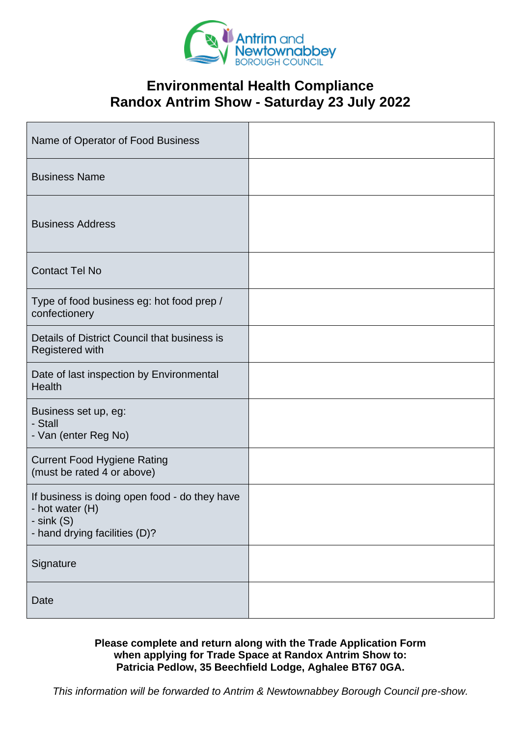Antrim and Newtownabbey BOROUGH COUNCIL

# Environmental Health Compliance
# Randox Antrim Show - Saturday 23 July 2022

| | |
|---|---|
| Name of Operator of Food Business | |
| Business Name | |
| Business Address | |
| Contact Tel No | |
| Type of food business eg: hot food prep / confectionery | |
| Details of District Council that business is Registered with | |
| Date of last inspection by Environmental Health | |
| Business set up, eg:<br>- Stall<br>- Van (enter Reg No) | |
| Current Food Hygiene Rating<br>(must be rated 4 or above) | |
| If business is doing open food - do they have<br>- hot water (H)<br>- sink (S)<br>- hand drying facilities (D)? | |
| Signature | |
| Date | |

**Please complete and return along with the Trade Application Form when applying for Trade Space at Randox Antrim Show to: Patricia Pedlow, 35 Beechfield Lodge, Aghalee BT67 0GA.**

*This information will be forwarded to Antrim & Newtownabbey Borough Council pre-show.*